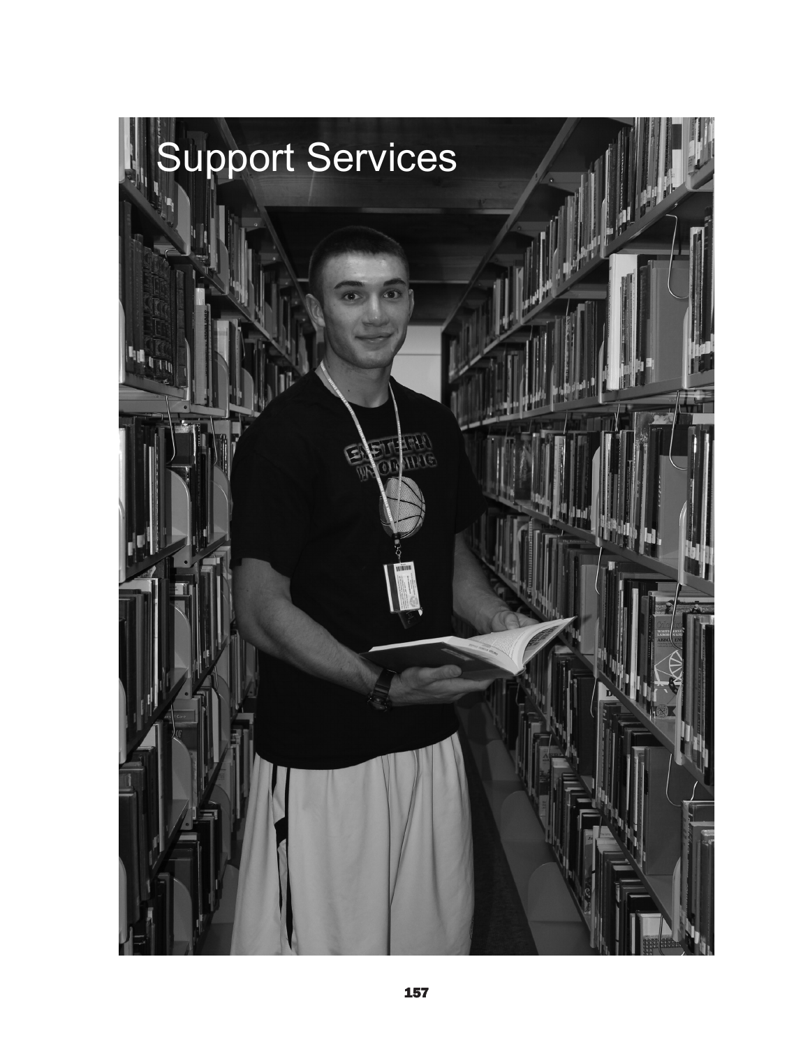# Support Services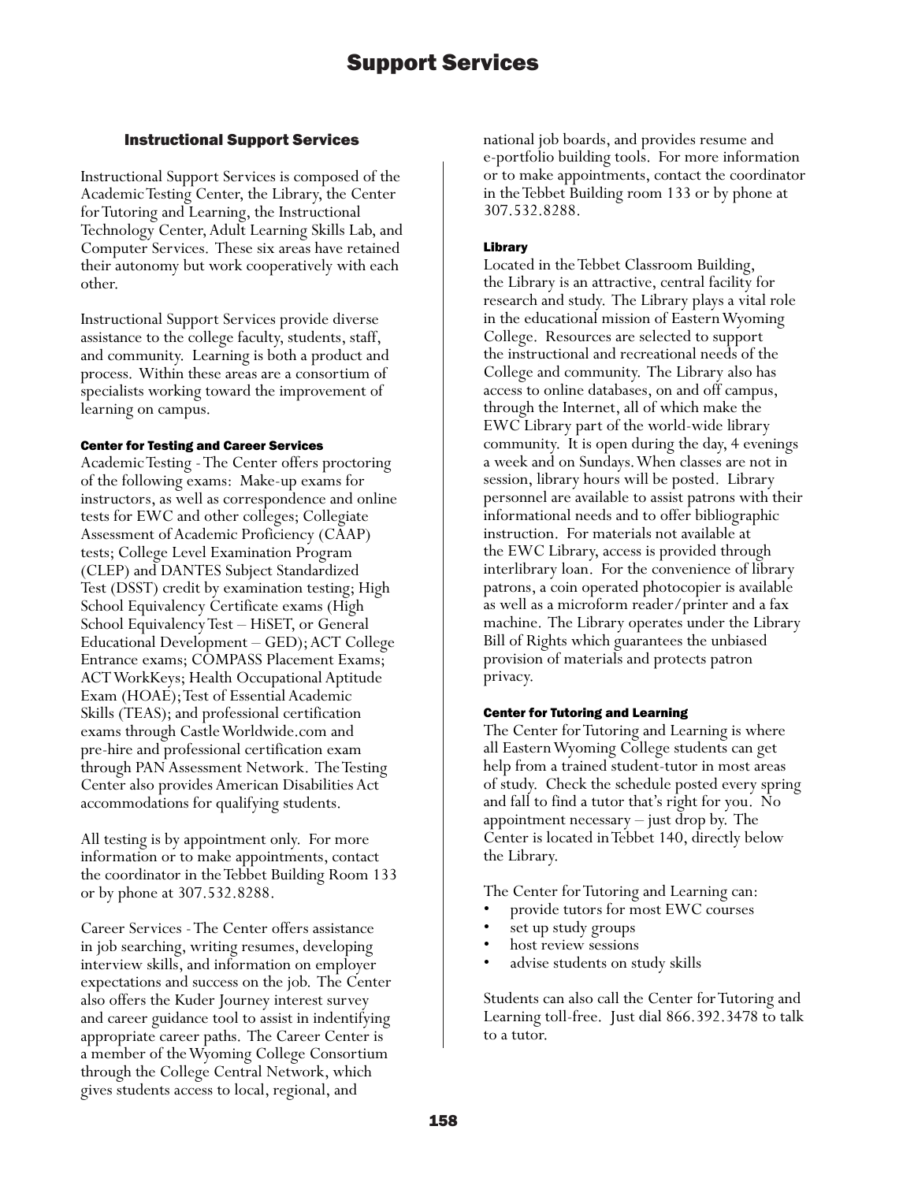# Support Services

## Instructional Support Services

Instructional Support Services is composed of the Academic Testing Center, the Library, the Center for Tutoring and Learning, the Instructional Technology Center, Adult Learning Skills Lab, and Computer Services. These six areas have retained their autonomy but work cooperatively with each other.

Instructional Support Services provide diverse assistance to the college faculty, students, staff, and community. Learning is both a product and process. Within these areas are a consortium of specialists working toward the improvement of learning on campus.

### Center for Testing and Career Services

Academic Testing - The Center offers proctoring of the following exams: Make-up exams for instructors, as well as correspondence and online tests for EWC and other colleges; Collegiate Assessment of Academic Proficiency (CAAP) tests; College Level Examination Program (CLEP) and DANTES Subject Standardized Test (DSST) credit by examination testing; High School Equivalency Certificate exams (High School Equivalency Test – HiSET, or General Educational Development – GED); ACT College Entrance exams; COMPASS Placement Exams; ACT WorkKeys; Health Occupational Aptitude Exam (HOAE); Test of Essential Academic Skills (TEAS); and professional certification exams through Castle Worldwide.com and pre-hire and professional certification exam through PAN Assessment Network. The Testing Center also provides American Disabilities Act accommodations for qualifying students.

All testing is by appointment only. For more information or to make appointments, contact the coordinator in the Tebbet Building Room 133 or by phone at 307.532.8288.

Career Services - The Center offers assistance in job searching, writing resumes, developing interview skills, and information on employer expectations and success on the job. The Center also offers the Kuder Journey interest survey and career guidance tool to assist in indentifying appropriate career paths. The Career Center is a member of the Wyoming College Consortium through the College Central Network, which gives students access to local, regional, and national job boards, and provides resume and e-portfolio building tools. For more information or to make appointments, contact the coordinator in the Tebbet Building room 133 or by phone at 307.532.8288.

### Library

Located in the Tebbet Classroom Building, the Library is an attractive, central facility for research and study. The Library plays a vital role in the educational mission of Eastern Wyoming College. Resources are selected to support the instructional and recreational needs of the College and community. The Library also has access to online databases, on and off campus, through the Internet, all of which make the EWC Library part of the world-wide library community. It is open during the day, 4 evenings a week and on Sundays. When classes are not in session, library hours will be posted. Library personnel are available to assist patrons with their informational needs and to offer bibliographic instruction. For materials not available at the EWC Library, access is provided through interlibrary loan. For the convenience of library patrons, a coin operated photocopier is available as well as a microform reader/printer and a fax machine. The Library operates under the Library Bill of Rights which guarantees the unbiased provision of materials and protects patron privacy.

### Center for Tutoring and Learning

The Center for Tutoring and Learning is where all Eastern Wyoming College students can get help from a trained student-tutor in most areas of study. Check the schedule posted every spring and fall to find a tutor that's right for you. No appointment necessary – just drop by. The Center is located in Tebbet 140, directly below the Library.

The Center for Tutoring and Learning can:

- provide tutors for most EWC courses
- set up study groups
- host review sessions
- advise students on study skills

Students can also call the Center for Tutoring and Learning toll-free. Just dial 866.392.3478 to talk to a tutor.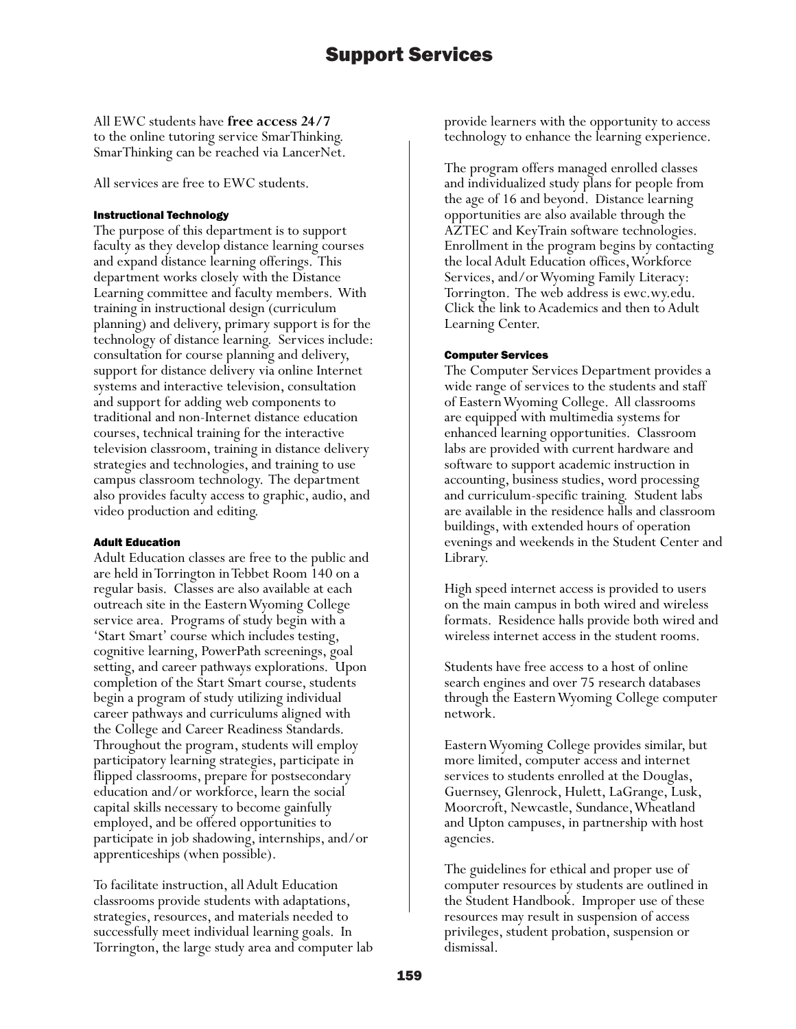# Support Services

All EWC students have **free access 24/7** to the online tutoring service SmarThinking. SmarThinking can be reached via LancerNet.

All services are free to EWC students.

#### Instructional Technology

The purpose of this department is to support faculty as they develop distance learning courses and expand distance learning offerings. This department works closely with the Distance Learning committee and faculty members. With training in instructional design (curriculum planning) and delivery, primary support is for the technology of distance learning. Services include: consultation for course planning and delivery, support for distance delivery via online Internet systems and interactive television, consultation and support for adding web components to traditional and non-Internet distance education courses, technical training for the interactive television classroom, training in distance delivery strategies and technologies, and training to use campus classroom technology. The department also provides faculty access to graphic, audio, and video production and editing.

#### Adult Education

Adult Education classes are free to the public and are held in Torrington in Tebbet Room 140 on a regular basis. Classes are also available at each outreach site in the Eastern Wyoming College service area. Programs of study begin with a 'Start Smart' course which includes testing, cognitive learning, PowerPath screenings, goal setting, and career pathways explorations. Upon completion of the Start Smart course, students begin a program of study utilizing individual career pathways and curriculums aligned with the College and Career Readiness Standards. Throughout the program, students will employ participatory learning strategies, participate in flipped classrooms, prepare for postsecondary education and/or workforce, learn the social capital skills necessary to become gainfully employed, and be offered opportunities to participate in job shadowing, internships, and/or apprenticeships (when possible).

To facilitate instruction, all Adult Education classrooms provide students with adaptations, strategies, resources, and materials needed to successfully meet individual learning goals. In Torrington, the large study area and computer lab provide learners with the opportunity to access technology to enhance the learning experience.

The program offers managed enrolled classes and individualized study plans for people from the age of 16 and beyond. Distance learning opportunities are also available through the AZTEC and KeyTrain software technologies. Enrollment in the program begins by contacting the local Adult Education offices, Workforce Services, and/or Wyoming Family Literacy: Torrington. The web address is ewc.wy.edu. Click the link to Academics and then to Adult Learning Center.

#### Computer Services

The Computer Services Department provides a wide range of services to the students and staff of Eastern Wyoming College. All classrooms are equipped with multimedia systems for enhanced learning opportunities. Classroom labs are provided with current hardware and software to support academic instruction in accounting, business studies, word processing and curriculum-specific training. Student labs are available in the residence halls and classroom buildings, with extended hours of operation evenings and weekends in the Student Center and Library.

High speed internet access is provided to users on the main campus in both wired and wireless formats. Residence halls provide both wired and wireless internet access in the student rooms.

Students have free access to a host of online search engines and over 75 research databases through the Eastern Wyoming College computer network.

Eastern Wyoming College provides similar, but more limited, computer access and internet services to students enrolled at the Douglas, Guernsey, Glenrock, Hulett, LaGrange, Lusk, Moorcroft, Newcastle, Sundance, Wheatland and Upton campuses, in partnership with host agencies.

The guidelines for ethical and proper use of computer resources by students are outlined in the Student Handbook. Improper use of these resources may result in suspension of access privileges, student probation, suspension or dismissal.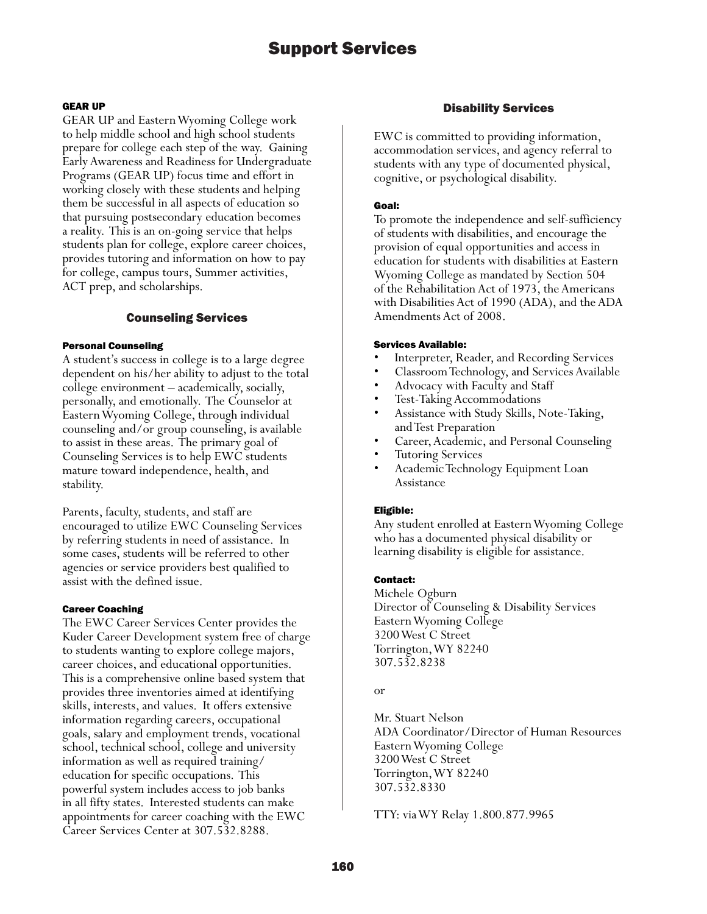# Support Services

#### GEAR UP

GEAR UP and Eastern Wyoming College work to help middle school and high school students prepare for college each step of the way. Gaining Early Awareness and Readiness for Undergraduate Programs (GEAR UP) focus time and effort in working closely with these students and helping them be successful in all aspects of education so that pursuing postsecondary education becomes a reality. This is an on-going service that helps students plan for college, explore career choices, provides tutoring and information on how to pay for college, campus tours, Summer activities, ACT prep, and scholarships.

## Counseling Services

#### Personal Counseling

A student's success in college is to a large degree dependent on his/her ability to adjust to the total college environment – academically, socially, personally, and emotionally. The Counselor at Eastern Wyoming College, through individual counseling and/or group counseling, is available to assist in these areas. The primary goal of Counseling Services is to help EWC students mature toward independence, health, and stability.

Parents, faculty, students, and staff are encouraged to utilize EWC Counseling Services by referring students in need of assistance. In some cases, students will be referred to other agencies or service providers best qualified to assist with the defined issue.

#### Career Coaching

The EWC Career Services Center provides the Kuder Career Development system free of charge to students wanting to explore college majors, career choices, and educational opportunities. This is a comprehensive online based system that provides three inventories aimed at identifying skills, interests, and values. It offers extensive information regarding careers, occupational goals, salary and employment trends, vocational school, technical school, college and university information as well as required training/education for specific occupations. This powerful system includes access to job banks in all fifty states. Interested students can make appointments for career coaching with the EWC Career Services Center at 307.532.8288.

## Disability Services

EWC is committed to providing information, accommodation services, and agency referral to students with any type of documented physical, cognitive, or psychological disability.

#### Goal:

To promote the independence and self-sufficiency of students with disabilities, and encourage the provision of equal opportunities and access in education for students with disabilities at Eastern Wyoming College as mandated by Section 504 of the Rehabilitation Act of 1973, the Americans with Disabilities Act of 1990 (ADA), and the ADA Amendments Act of 2008.

#### Services Available:

- Interpreter, Reader, and Recording Services
- Classroom Technology, and Services Available
- Advocacy with Faculty and Staff
- Test-Taking Accommodations
- Assistance with Study Skills, Note-Taking, and Test Preparation
- Career, Academic, and Personal Counseling
- Tutoring Services
- Academic Technology Equipment Loan Assistance

#### Eligible:

Any student enrolled at Eastern Wyoming College who has a documented physical disability or learning disability is eligible for assistance.

#### Contact:

Michele Ogburn
Director of Counseling & Disability Services
Eastern Wyoming College
3200 West C Street
Torrington, WY 82240
307.532.8238

or

Mr. Stuart Nelson
ADA Coordinator/Director of Human Resources
Eastern Wyoming College
3200 West C Street
Torrington, WY 82240
307.532.8330

TTY: via WY Relay 1.800.877.9965